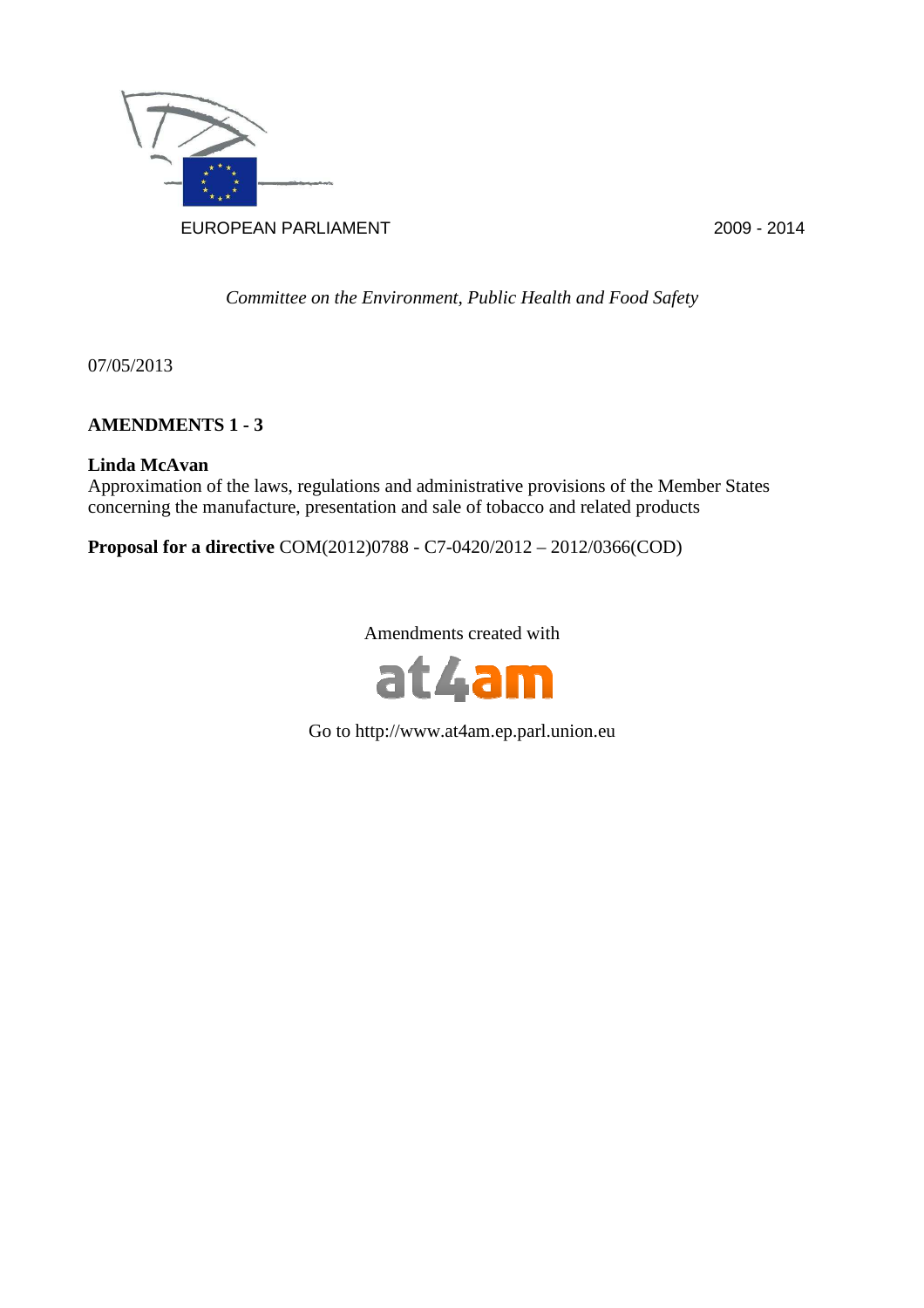EUROPEAN PARLIAMENT 2009 - 2014

*Committee on the Environment, Public Health and Food Safety*

07/05/2013

**AMENDMENTS 1 - 3**

**Linda McAvan**
Approximation of the laws, regulations and administrative provisions of the Member States concerning the manufacture, presentation and sale of tobacco and related products

**Proposal for a directive** COM(2012)0788 - C7-0420/2012 – 2012/0366(COD)

Amendments created with

at4am

Go to http://www.at4am.ep.parl.union.eu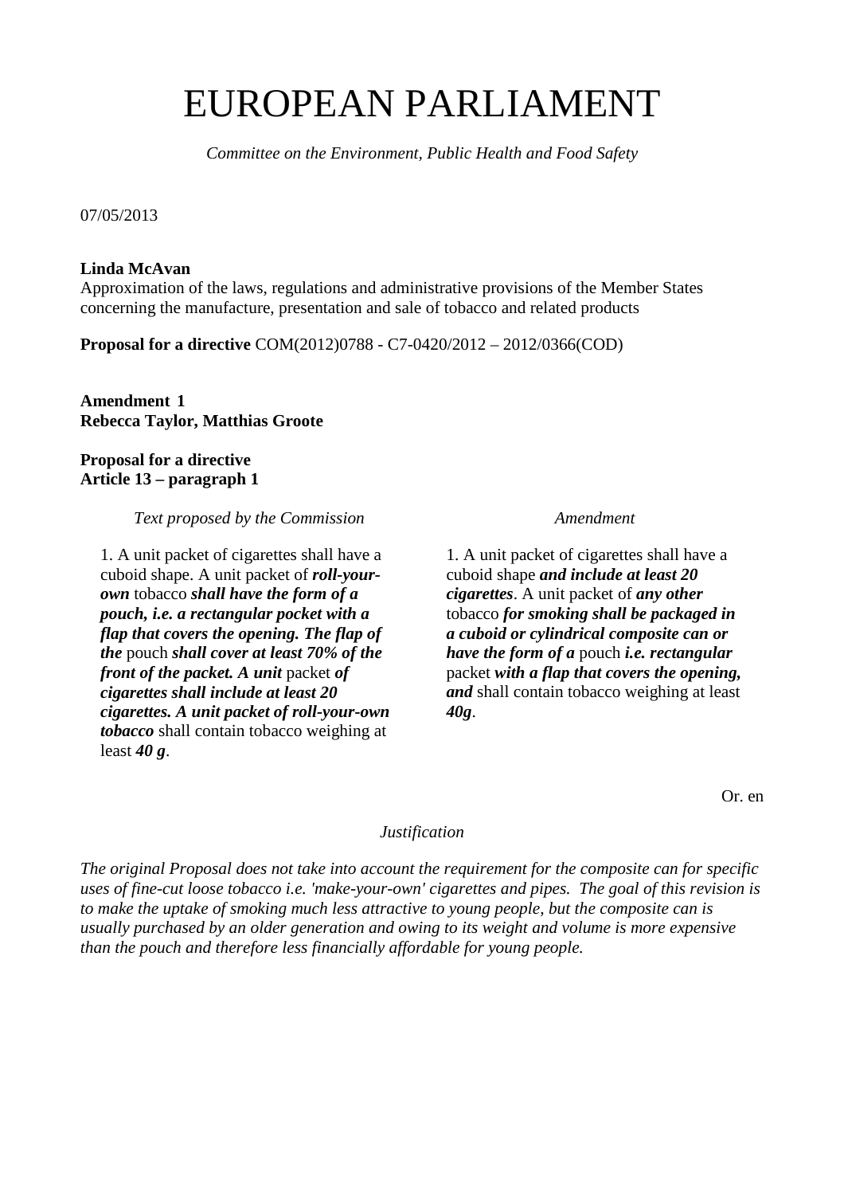# EUROPEAN PARLIAMENT

*Committee on the Environment, Public Health and Food Safety*

07/05/2013

**Linda McAvan**
Approximation of the laws, regulations and administrative provisions of the Member States concerning the manufacture, presentation and sale of tobacco and related products

**Proposal for a directive** COM(2012)0788 - C7-0420/2012 – 2012/0366(COD)

**Amendment 1**
**Rebecca Taylor, Matthias Groote**

**Proposal for a directive**
**Article 13 – paragraph 1**

| *Text proposed by the Commission* | *Amendment* |
| --- | --- |
| 1. A unit packet of cigarettes shall have a cuboid shape. A unit packet of ***roll-your-own*** tobacco ***shall have the form of a pouch, i.e. a rectangular pocket with a flap that covers the opening. The flap of the*** pouch ***shall cover at least 70% of the front of the packet. A unit*** packet ***of cigarettes shall include at least 20 cigarettes. A unit packet of roll-your-own tobacco*** shall contain tobacco weighing at least ***40 g***. | 1. A unit packet of cigarettes shall have a cuboid shape ***and include at least 20 cigarettes***. A unit packet of ***any other*** tobacco ***for smoking shall be packaged in a cuboid or cylindrical composite can or have the form of a*** pouch ***i.e. rectangular*** packet ***with a flap that covers the opening, and*** shall contain tobacco weighing at least ***40g***. |

Or. en

*Justification*

*The original Proposal does not take into account the requirement for the composite can for specific uses of fine-cut loose tobacco i.e. 'make-your-own' cigarettes and pipes. The goal of this revision is to make the uptake of smoking much less attractive to young people, but the composite can is usually purchased by an older generation and owing to its weight and volume is more expensive than the pouch and therefore less financially affordable for young people.*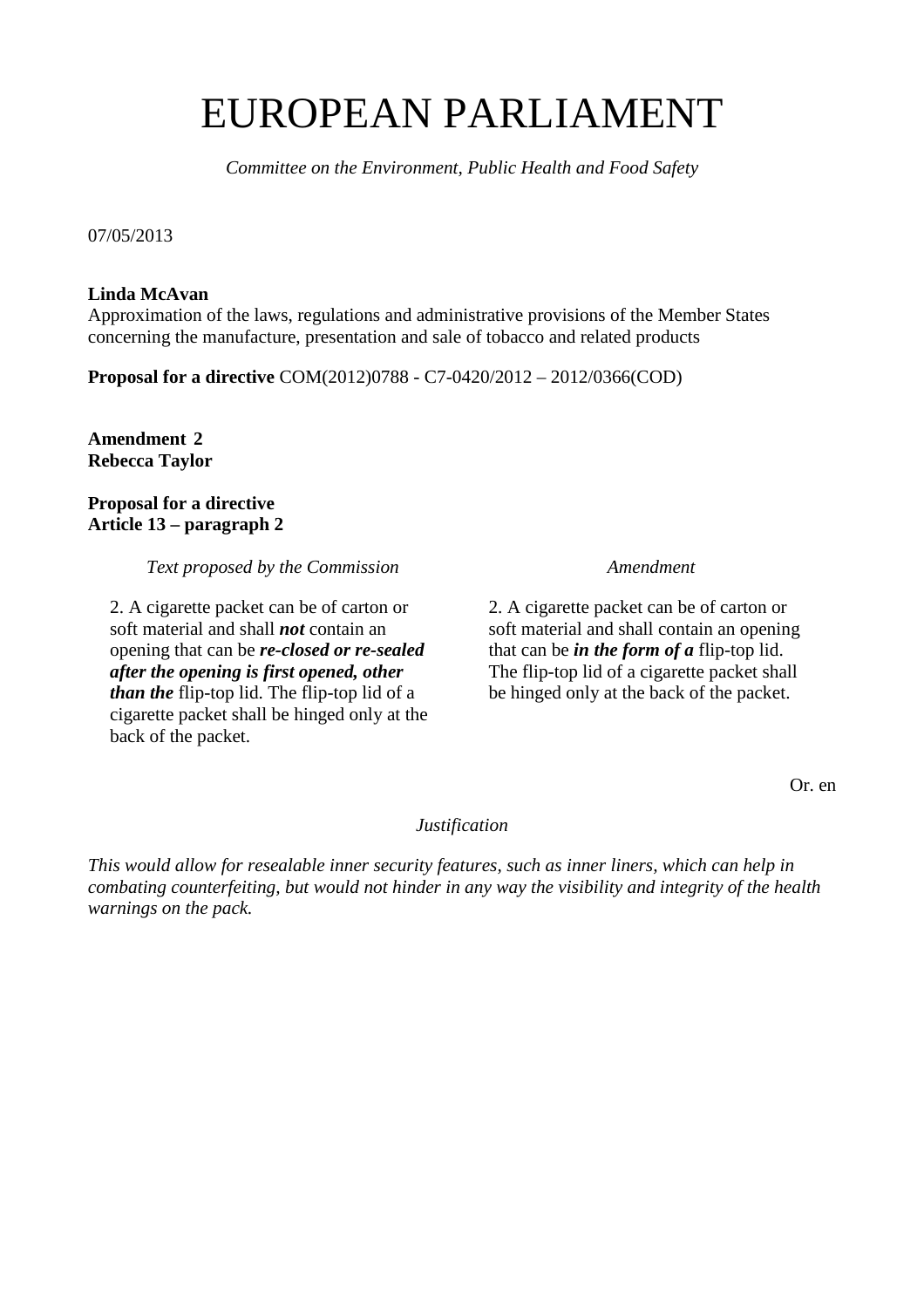# EUROPEAN PARLIAMENT

*Committee on the Environment, Public Health and Food Safety*

07/05/2013

**Linda McAvan**
Approximation of the laws, regulations and administrative provisions of the Member States concerning the manufacture, presentation and sale of tobacco and related products

**Proposal for a directive** COM(2012)0788 - C7-0420/2012 – 2012/0366(COD)

**Amendment 2**
**Rebecca Taylor**

**Proposal for a directive**
**Article 13 – paragraph 2**

| *Text proposed by the Commission* | *Amendment* |
| --- | --- |
| 2. A cigarette packet can be of carton or soft material and shall ***not*** contain an opening that can be ***re-closed or re-sealed after the opening is first opened, other than the*** flip-top lid. The flip-top lid of a cigarette packet shall be hinged only at the back of the packet. | 2. A cigarette packet can be of carton or soft material and shall contain an opening that can be ***in the form of a*** flip-top lid. The flip-top lid of a cigarette packet shall be hinged only at the back of the packet. |

Or. en

*Justification*

*This would allow for resealable inner security features, such as inner liners, which can help in combating counterfeiting, but would not hinder in any way the visibility and integrity of the health warnings on the pack.*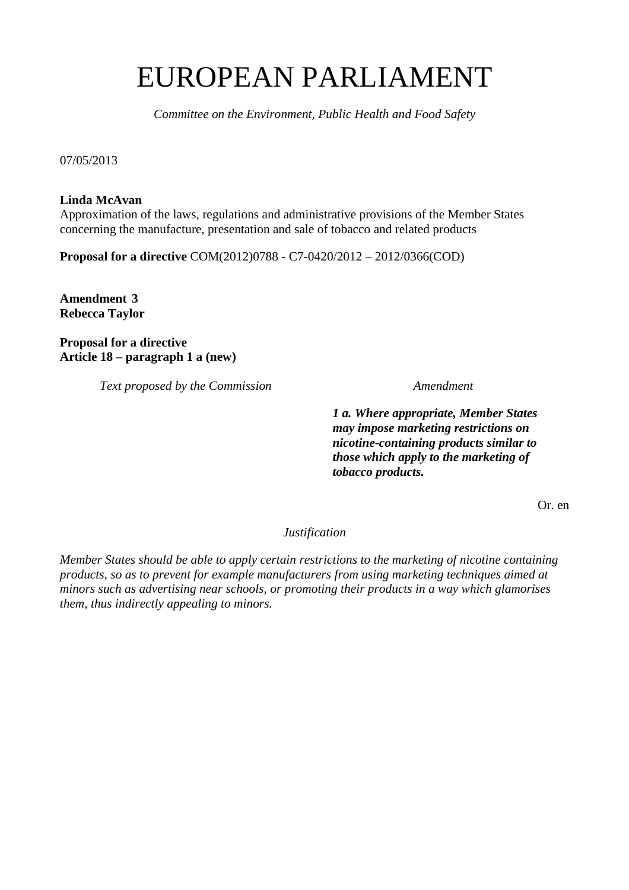# EUROPEAN PARLIAMENT

*Committee on the Environment, Public Health and Food Safety*

07/05/2013

**Linda McAvan**
Approximation of the laws, regulations and administrative provisions of the Member States concerning the manufacture, presentation and sale of tobacco and related products

**Proposal for a directive** COM(2012)0788 - C7-0420/2012 – 2012/0366(COD)

**Amendment 3**
**Rebecca Taylor**

**Proposal for a directive**
**Article 18 – paragraph 1 a (new)**

| *Text proposed by the Commission* | *Amendment* |
| --- | --- |
| | ***1 a. Where appropriate, Member States may impose marketing restrictions on nicotine-containing products similar to those which apply to the marketing of tobacco products.*** |

Or. en

*Justification*

*Member States should be able to apply certain restrictions to the marketing of nicotine containing products, so as to prevent for example manufacturers from using marketing techniques aimed at minors such as advertising near schools, or promoting their products in a way which glamorises them, thus indirectly appealing to minors.*